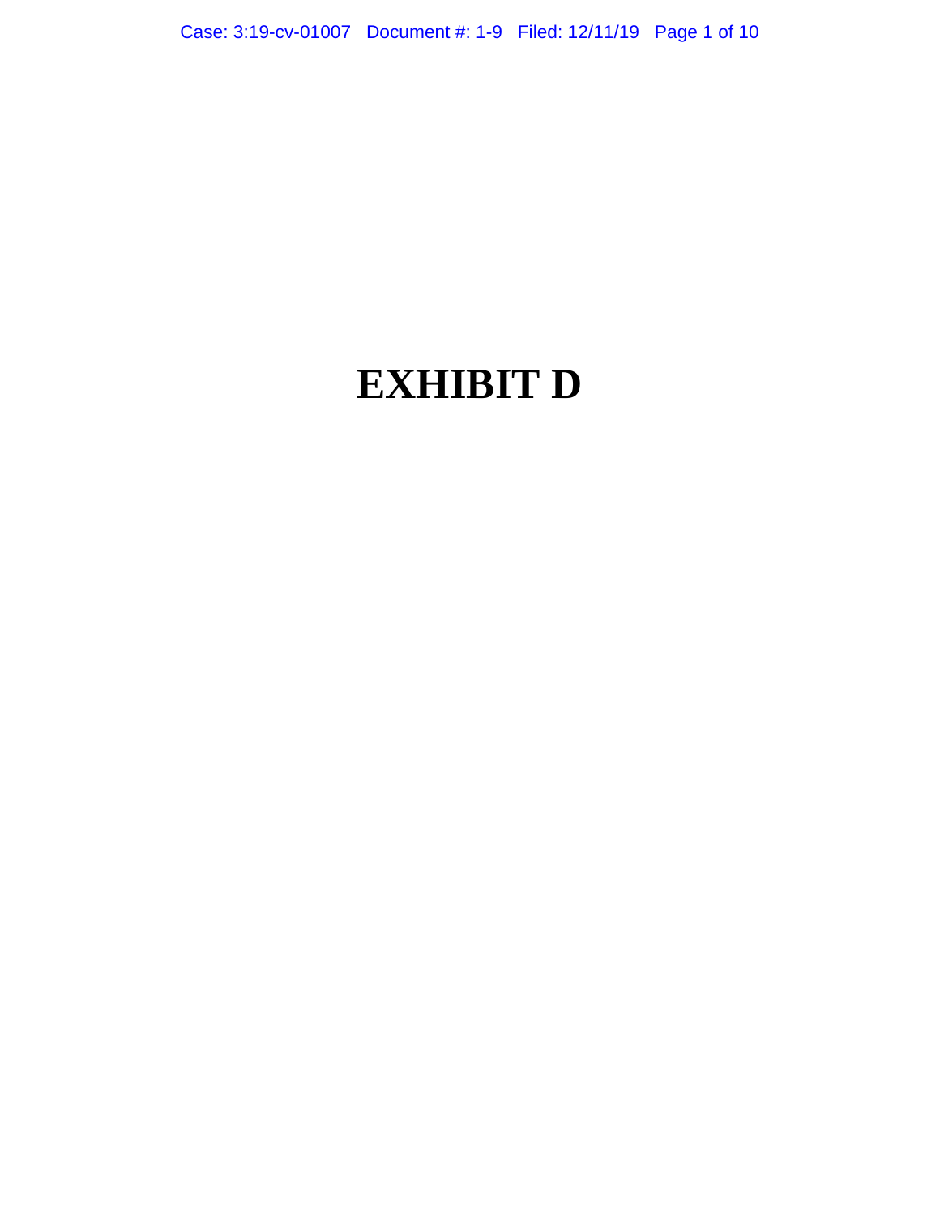# EXHIBIT D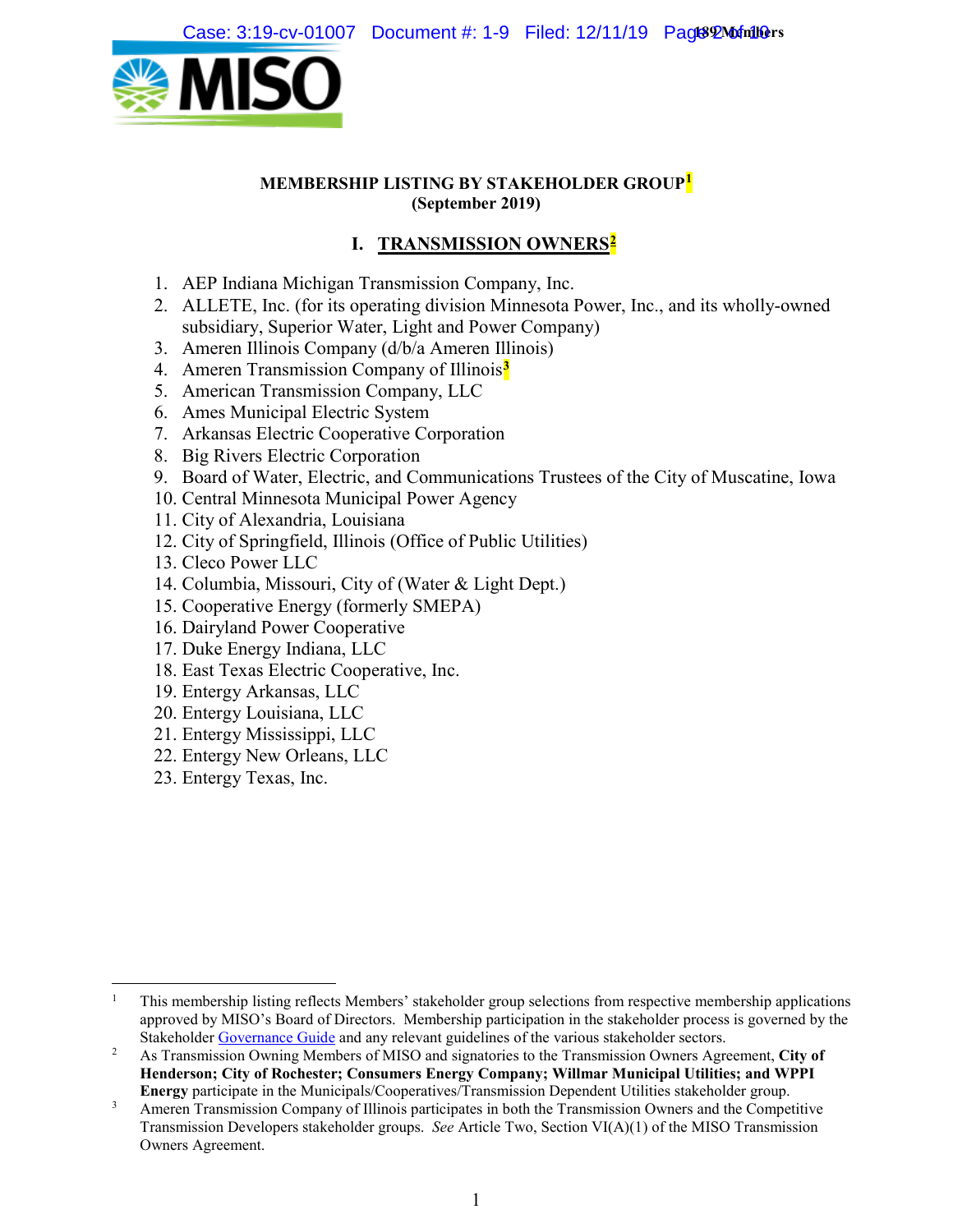**MEMBERSHIP LISTING BY STAKEHOLDER GROUP[1]**
**(September 2019)**

## I. TRANSMISSION OWNERS[2]

1. AEP Indiana Michigan Transmission Company, Inc.
2. ALLETE, Inc. (for its operating division Minnesota Power, Inc., and its wholly-owned subsidiary, Superior Water, Light and Power Company)
3. Ameren Illinois Company (d/b/a Ameren Illinois)
4. Ameren Transmission Company of Illinois[3]
5. American Transmission Company, LLC
6. Ames Municipal Electric System
7. Arkansas Electric Cooperative Corporation
8. Big Rivers Electric Corporation
9. Board of Water, Electric, and Communications Trustees of the City of Muscatine, Iowa
10. Central Minnesota Municipal Power Agency
11. City of Alexandria, Louisiana
12. City of Springfield, Illinois (Office of Public Utilities)
13. Cleco Power LLC
14. Columbia, Missouri, City of (Water & Light Dept.)
15. Cooperative Energy (formerly SMEPA)
16. Dairyland Power Cooperative
17. Duke Energy Indiana, LLC
18. East Texas Electric Cooperative, Inc.
19. Entergy Arkansas, LLC
20. Entergy Louisiana, LLC
21. Entergy Mississippi, LLC
22. Entergy New Orleans, LLC
23. Entergy Texas, Inc.

---

[1] This membership listing reflects Members' stakeholder group selections from respective membership applications approved by MISO's Board of Directors. Membership participation in the stakeholder process is governed by the Stakeholder Governance Guide and any relevant guidelines of the various stakeholder sectors.

[2] As Transmission Owning Members of MISO and signatories to the Transmission Owners Agreement, **City of Henderson; City of Rochester; Consumers Energy Company; Willmar Municipal Utilities; and WPPI Energy** participate in the Municipals/Cooperatives/Transmission Dependent Utilities stakeholder group.

[3] Ameren Transmission Company of Illinois participates in both the Transmission Owners and the Competitive Transmission Developers stakeholder groups. *See* Article Two, Section VI(A)(1) of the MISO Transmission Owners Agreement.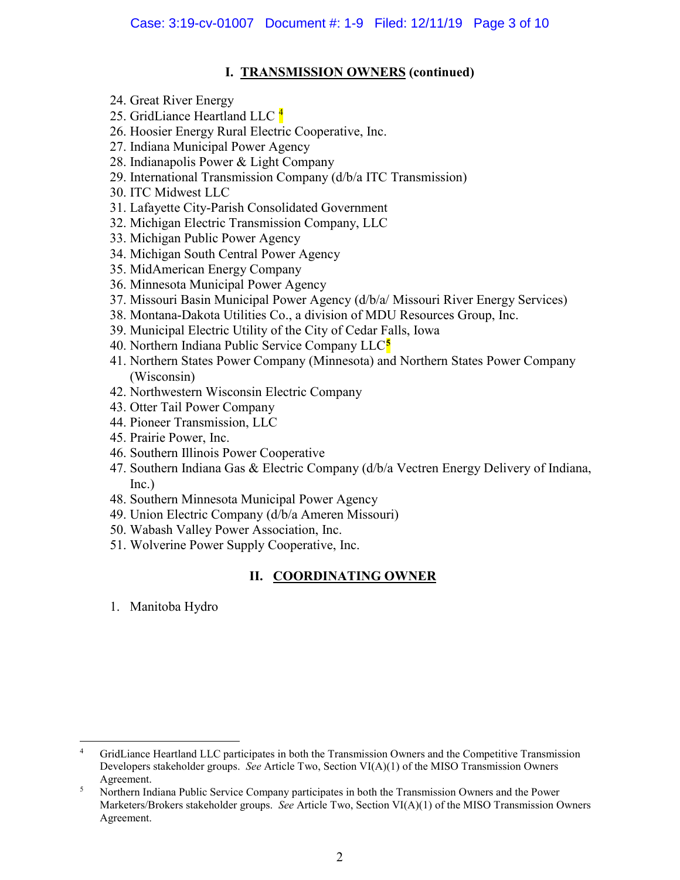## I. TRANSMISSION OWNERS (continued)

24. Great River Energy
25. GridLiance Heartland LLC [4]
26. Hoosier Energy Rural Electric Cooperative, Inc.
27. Indiana Municipal Power Agency
28. Indianapolis Power & Light Company
29. International Transmission Company (d/b/a ITC Transmission)
30. ITC Midwest LLC
31. Lafayette City-Parish Consolidated Government
32. Michigan Electric Transmission Company, LLC
33. Michigan Public Power Agency
34. Michigan South Central Power Agency
35. MidAmerican Energy Company
36. Minnesota Municipal Power Agency
37. Missouri Basin Municipal Power Agency (d/b/a/ Missouri River Energy Services)
38. Montana-Dakota Utilities Co., a division of MDU Resources Group, Inc.
39. Municipal Electric Utility of the City of Cedar Falls, Iowa
40. Northern Indiana Public Service Company LLC[5]
41. Northern States Power Company (Minnesota) and Northern States Power Company (Wisconsin)
42. Northwestern Wisconsin Electric Company
43. Otter Tail Power Company
44. Pioneer Transmission, LLC
45. Prairie Power, Inc.
46. Southern Illinois Power Cooperative
47. Southern Indiana Gas & Electric Company (d/b/a Vectren Energy Delivery of Indiana, Inc.)
48. Southern Minnesota Municipal Power Agency
49. Union Electric Company (d/b/a Ameren Missouri)
50. Wabash Valley Power Association, Inc.
51. Wolverine Power Supply Cooperative, Inc.

## II. COORDINATING OWNER

1. Manitoba Hydro

---

[4] GridLiance Heartland LLC participates in both the Transmission Owners and the Competitive Transmission Developers stakeholder groups. *See* Article Two, Section VI(A)(1) of the MISO Transmission Owners Agreement.

[5] Northern Indiana Public Service Company participates in both the Transmission Owners and the Power Marketers/Brokers stakeholder groups. *See* Article Two, Section VI(A)(1) of the MISO Transmission Owners Agreement.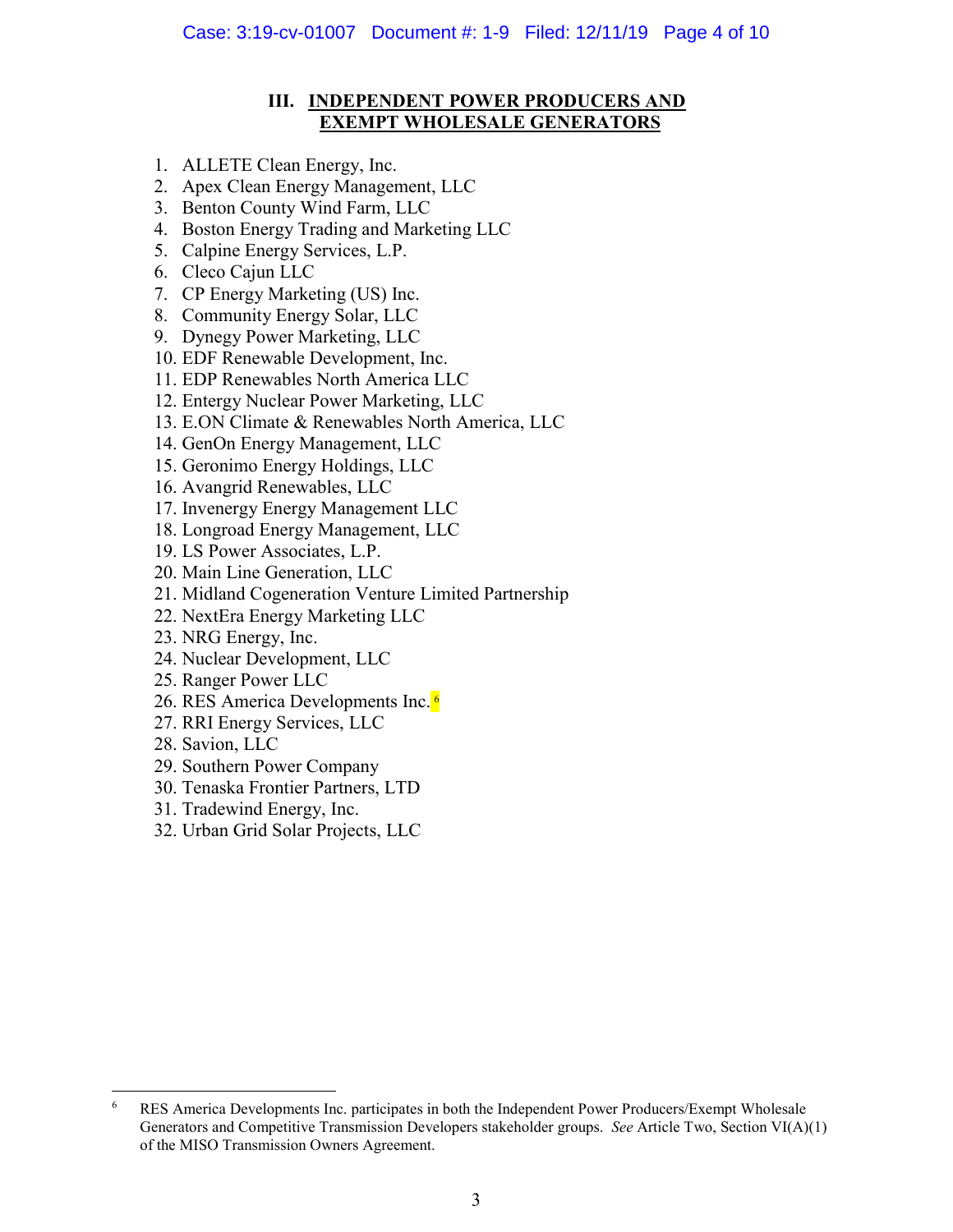## III. INDEPENDENT POWER PRODUCERS AND EXEMPT WHOLESALE GENERATORS

1. ALLETE Clean Energy, Inc.
2. Apex Clean Energy Management, LLC
3. Benton County Wind Farm, LLC
4. Boston Energy Trading and Marketing LLC
5. Calpine Energy Services, L.P.
6. Cleco Cajun LLC
7. CP Energy Marketing (US) Inc.
8. Community Energy Solar, LLC
9. Dynegy Power Marketing, LLC
10. EDF Renewable Development, Inc.
11. EDP Renewables North America LLC
12. Entergy Nuclear Power Marketing, LLC
13. E.ON Climate & Renewables North America, LLC
14. GenOn Energy Management, LLC
15. Geronimo Energy Holdings, LLC
16. Avangrid Renewables, LLC
17. Invenergy Energy Management LLC
18. Longroad Energy Management, LLC
19. LS Power Associates, L.P.
20. Main Line Generation, LLC
21. Midland Cogeneration Venture Limited Partnership
22. NextEra Energy Marketing LLC
23. NRG Energy, Inc.
24. Nuclear Development, LLC
25. Ranger Power LLC
26. RES America Developments Inc.[6]
27. RRI Energy Services, LLC
28. Savion, LLC
29. Southern Power Company
30. Tenaska Frontier Partners, LTD
31. Tradewind Energy, Inc.
32. Urban Grid Solar Projects, LLC

---

[6] RES America Developments Inc. participates in both the Independent Power Producers/Exempt Wholesale Generators and Competitive Transmission Developers stakeholder groups. *See* Article Two, Section VI(A)(1) of the MISO Transmission Owners Agreement.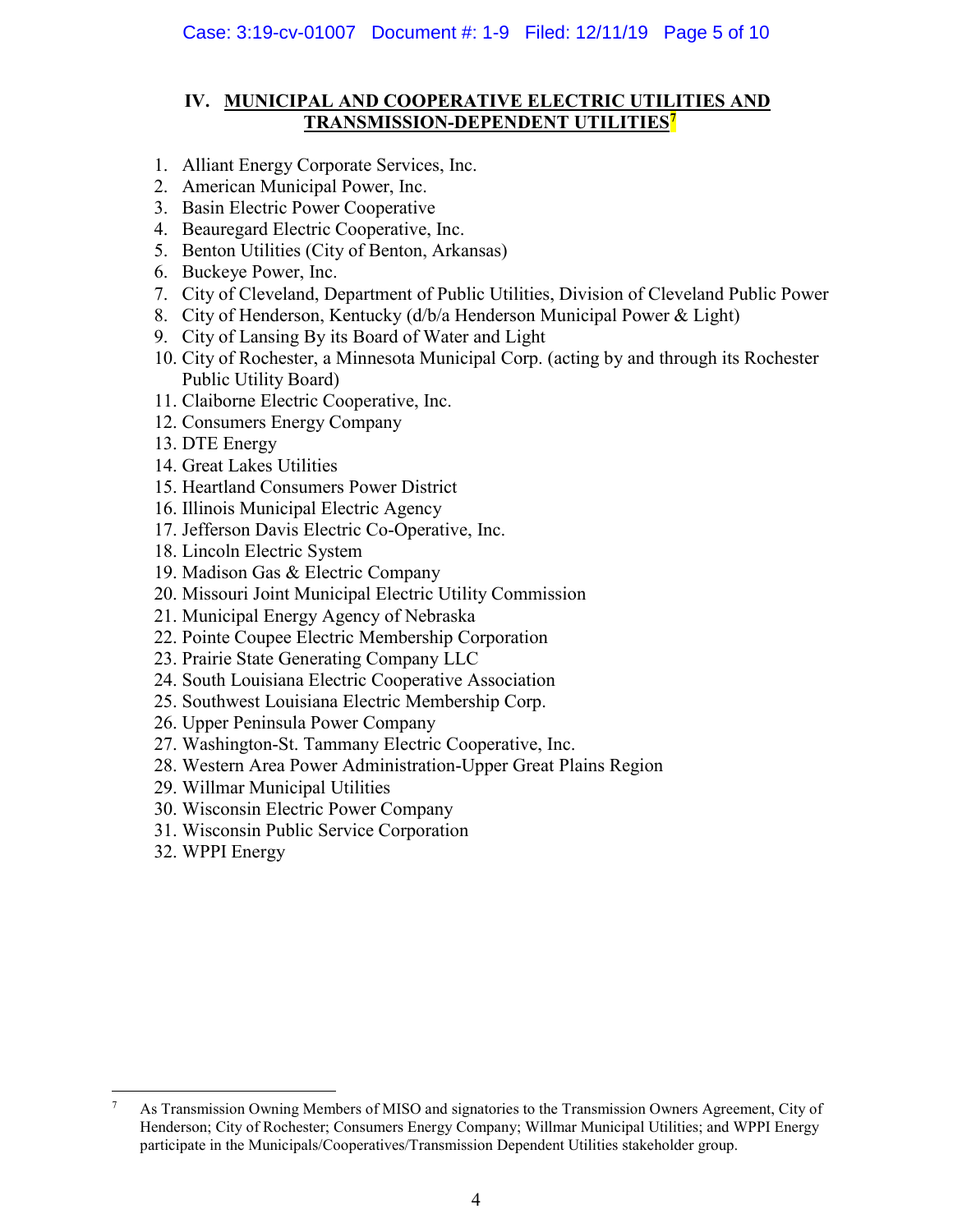## IV. MUNICIPAL AND COOPERATIVE ELECTRIC UTILITIES AND TRANSMISSION-DEPENDENT UTILITIES[7]

1. Alliant Energy Corporate Services, Inc.
2. American Municipal Power, Inc.
3. Basin Electric Power Cooperative
4. Beauregard Electric Cooperative, Inc.
5. Benton Utilities (City of Benton, Arkansas)
6. Buckeye Power, Inc.
7. City of Cleveland, Department of Public Utilities, Division of Cleveland Public Power
8. City of Henderson, Kentucky (d/b/a Henderson Municipal Power & Light)
9. City of Lansing By its Board of Water and Light
10. City of Rochester, a Minnesota Municipal Corp. (acting by and through its Rochester Public Utility Board)
11. Claiborne Electric Cooperative, Inc.
12. Consumers Energy Company
13. DTE Energy
14. Great Lakes Utilities
15. Heartland Consumers Power District
16. Illinois Municipal Electric Agency
17. Jefferson Davis Electric Co-Operative, Inc.
18. Lincoln Electric System
19. Madison Gas & Electric Company
20. Missouri Joint Municipal Electric Utility Commission
21. Municipal Energy Agency of Nebraska
22. Pointe Coupee Electric Membership Corporation
23. Prairie State Generating Company LLC
24. South Louisiana Electric Cooperative Association
25. Southwest Louisiana Electric Membership Corp.
26. Upper Peninsula Power Company
27. Washington-St. Tammany Electric Cooperative, Inc.
28. Western Area Power Administration-Upper Great Plains Region
29. Willmar Municipal Utilities
30. Wisconsin Electric Power Company
31. Wisconsin Public Service Corporation
32. WPPI Energy

---

[7] As Transmission Owning Members of MISO and signatories to the Transmission Owners Agreement, City of Henderson; City of Rochester; Consumers Energy Company; Willmar Municipal Utilities; and WPPI Energy participate in the Municipals/Cooperatives/Transmission Dependent Utilities stakeholder group.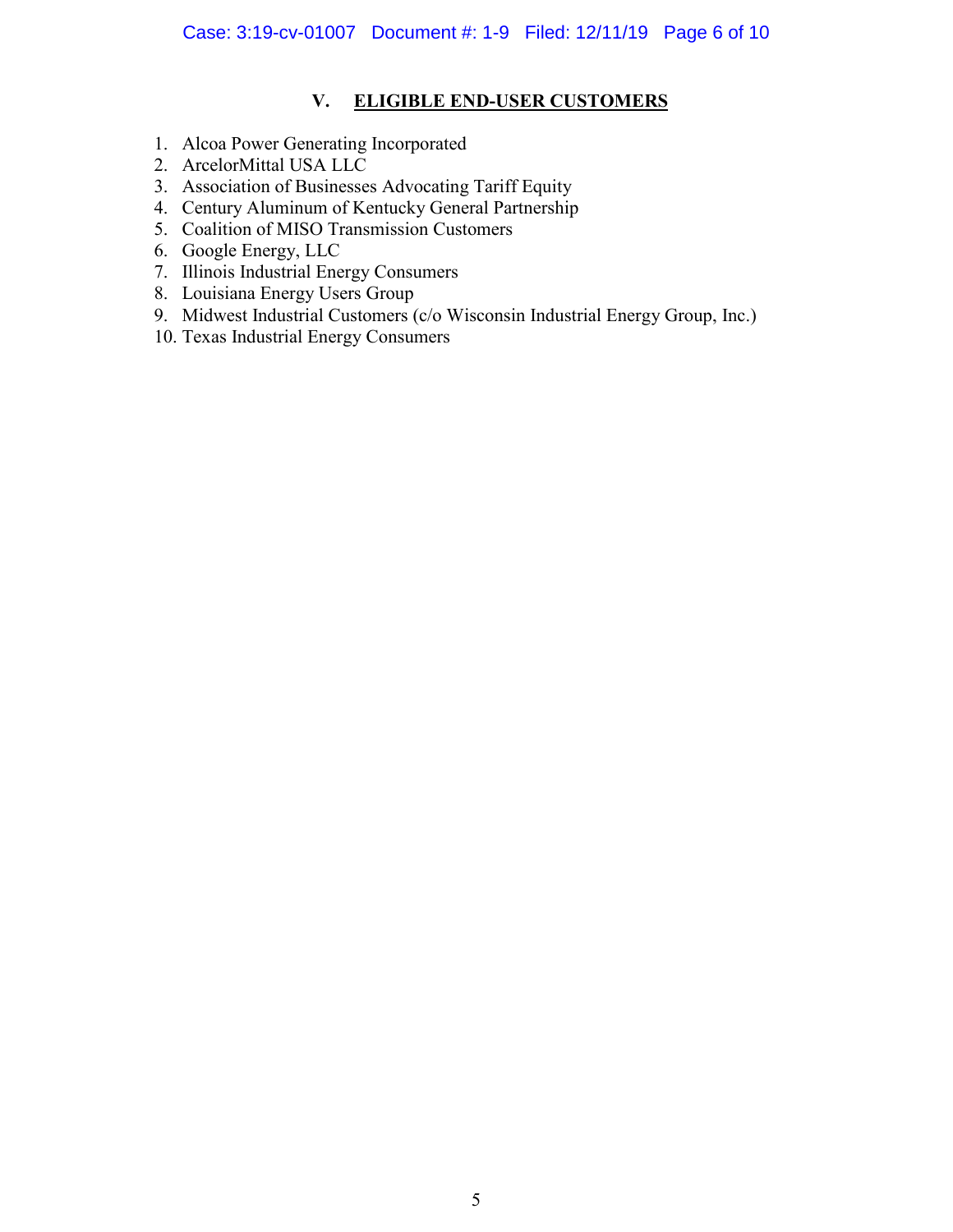## V. ELIGIBLE END-USER CUSTOMERS

1. Alcoa Power Generating Incorporated
2. ArcelorMittal USA LLC
3. Association of Businesses Advocating Tariff Equity
4. Century Aluminum of Kentucky General Partnership
5. Coalition of MISO Transmission Customers
6. Google Energy, LLC
7. Illinois Industrial Energy Consumers
8. Louisiana Energy Users Group
9. Midwest Industrial Customers (c/o Wisconsin Industrial Energy Group, Inc.)
10. Texas Industrial Energy Consumers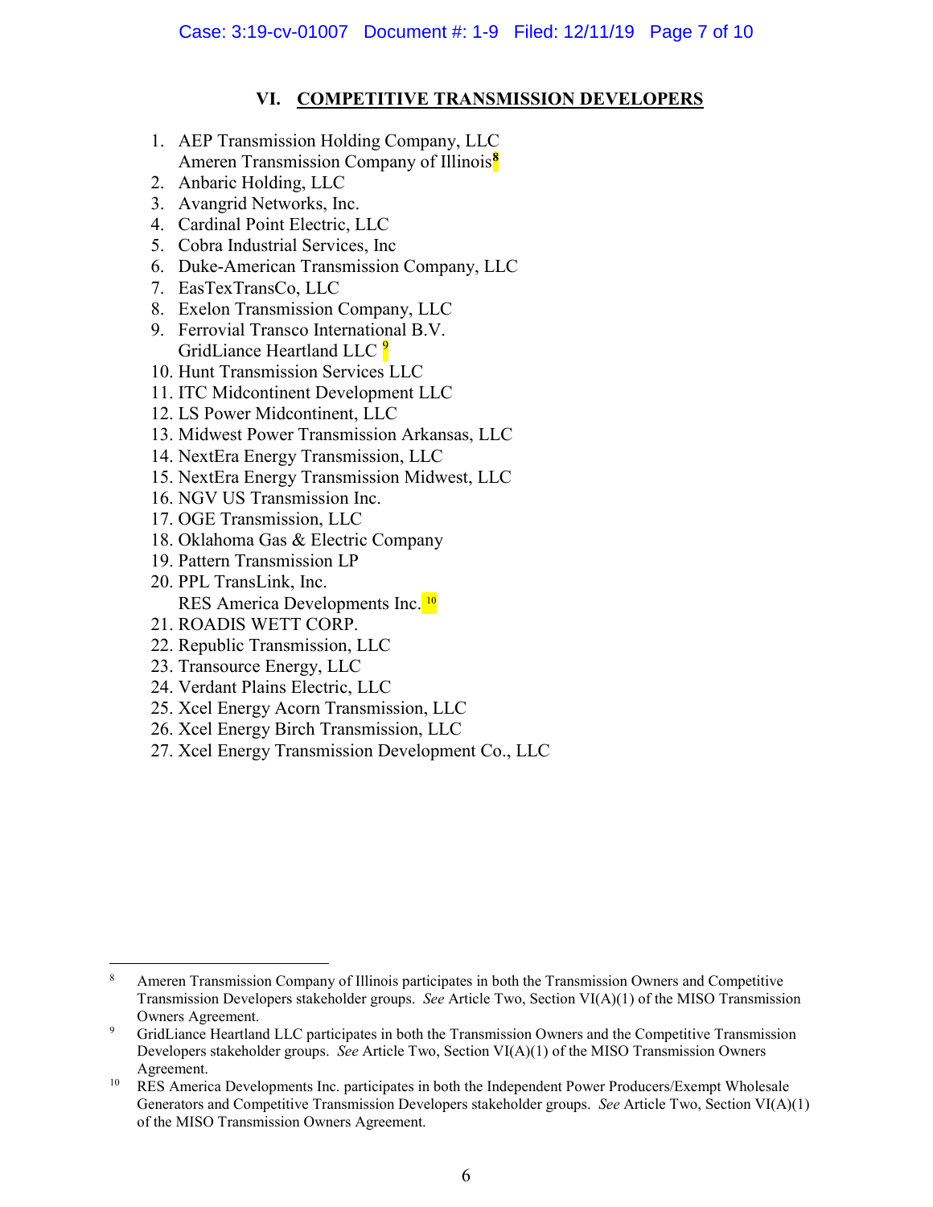## VI. COMPETITIVE TRANSMISSION DEVELOPERS

1. AEP Transmission Holding Company, LLC
   Ameren Transmission Company of Illinois[8]
2. Anbaric Holding, LLC
3. Avangrid Networks, Inc.
4. Cardinal Point Electric, LLC
5. Cobra Industrial Services, Inc
6. Duke-American Transmission Company, LLC
7. EasTexTransCo, LLC
8. Exelon Transmission Company, LLC
9. Ferrovial Transco International B.V.
   GridLiance Heartland LLC [9]
10. Hunt Transmission Services LLC
11. ITC Midcontinent Development LLC
12. LS Power Midcontinent, LLC
13. Midwest Power Transmission Arkansas, LLC
14. NextEra Energy Transmission, LLC
15. NextEra Energy Transmission Midwest, LLC
16. NGV US Transmission Inc.
17. OGE Transmission, LLC
18. Oklahoma Gas & Electric Company
19. Pattern Transmission LP
20. PPL TransLink, Inc.
    RES America Developments Inc. [10]
21. ROADIS WETT CORP.
22. Republic Transmission, LLC
23. Transource Energy, LLC
24. Verdant Plains Electric, LLC
25. Xcel Energy Acorn Transmission, LLC
26. Xcel Energy Birch Transmission, LLC
27. Xcel Energy Transmission Development Co., LLC

---

[8] Ameren Transmission Company of Illinois participates in both the Transmission Owners and Competitive Transmission Developers stakeholder groups. *See* Article Two, Section VI(A)(1) of the MISO Transmission Owners Agreement.

[9] GridLiance Heartland LLC participates in both the Transmission Owners and the Competitive Transmission Developers stakeholder groups. *See* Article Two, Section VI(A)(1) of the MISO Transmission Owners Agreement.

[10] RES America Developments Inc. participates in both the Independent Power Producers/Exempt Wholesale Generators and Competitive Transmission Developers stakeholder groups. *See* Article Two, Section VI(A)(1) of the MISO Transmission Owners Agreement.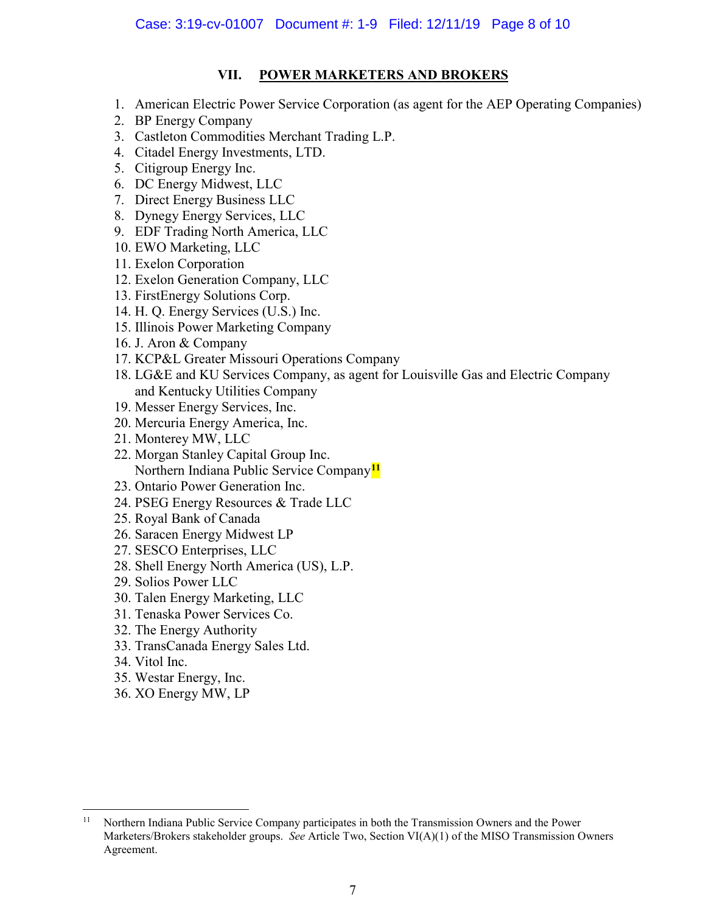## VII. POWER MARKETERS AND BROKERS

1. American Electric Power Service Corporation (as agent for the AEP Operating Companies)
2. BP Energy Company
3. Castleton Commodities Merchant Trading L.P.
4. Citadel Energy Investments, LTD.
5. Citigroup Energy Inc.
6. DC Energy Midwest, LLC
7. Direct Energy Business LLC
8. Dynegy Energy Services, LLC
9. EDF Trading North America, LLC
10. EWO Marketing, LLC
11. Exelon Corporation
12. Exelon Generation Company, LLC
13. FirstEnergy Solutions Corp.
14. H. Q. Energy Services (U.S.) Inc.
15. Illinois Power Marketing Company
16. J. Aron & Company
17. KCP&L Greater Missouri Operations Company
18. LG&E and KU Services Company, as agent for Louisville Gas and Electric Company and Kentucky Utilities Company
19. Messer Energy Services, Inc.
20. Mercuria Energy America, Inc.
21. Monterey MW, LLC
22. Morgan Stanley Capital Group Inc.
    Northern Indiana Public Service Company[11]
23. Ontario Power Generation Inc.
24. PSEG Energy Resources & Trade LLC
25. Royal Bank of Canada
26. Saracen Energy Midwest LP
27. SESCO Enterprises, LLC
28. Shell Energy North America (US), L.P.
29. Solios Power LLC
30. Talen Energy Marketing, LLC
31. Tenaska Power Services Co.
32. The Energy Authority
33. TransCanada Energy Sales Ltd.
34. Vitol Inc.
35. Westar Energy, Inc.
36. XO Energy MW, LP

---

[11] Northern Indiana Public Service Company participates in both the Transmission Owners and the Power Marketers/Brokers stakeholder groups. *See* Article Two, Section VI(A)(1) of the MISO Transmission Owners Agreement.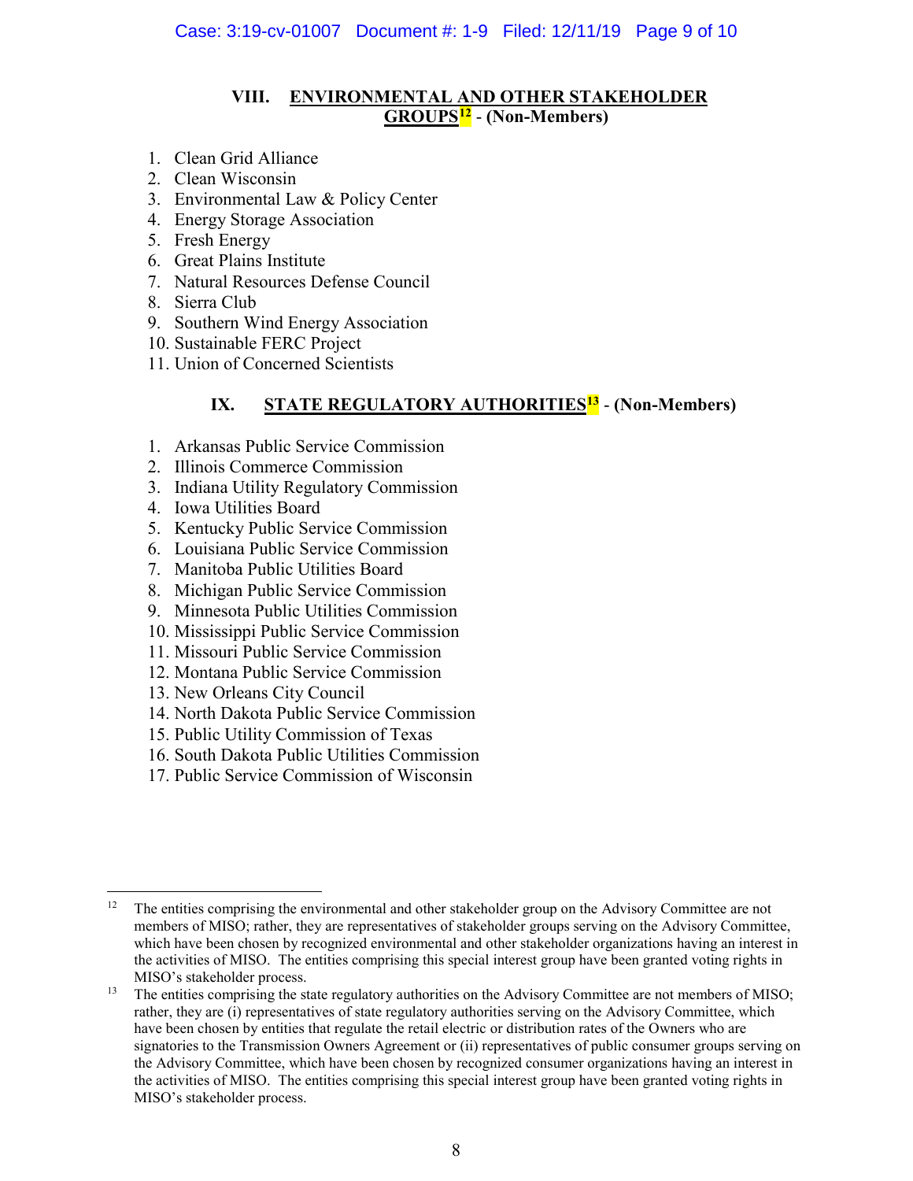## VIII. ENVIRONMENTAL AND OTHER STAKEHOLDER GROUPS[12] - (Non-Members)

1. Clean Grid Alliance
2. Clean Wisconsin
3. Environmental Law & Policy Center
4. Energy Storage Association
5. Fresh Energy
6. Great Plains Institute
7. Natural Resources Defense Council
8. Sierra Club
9. Southern Wind Energy Association
10. Sustainable FERC Project
11. Union of Concerned Scientists

## IX. STATE REGULATORY AUTHORITIES[13] - (Non-Members)

1. Arkansas Public Service Commission
2. Illinois Commerce Commission
3. Indiana Utility Regulatory Commission
4. Iowa Utilities Board
5. Kentucky Public Service Commission
6. Louisiana Public Service Commission
7. Manitoba Public Utilities Board
8. Michigan Public Service Commission
9. Minnesota Public Utilities Commission
10. Mississippi Public Service Commission
11. Missouri Public Service Commission
12. Montana Public Service Commission
13. New Orleans City Council
14. North Dakota Public Service Commission
15. Public Utility Commission of Texas
16. South Dakota Public Utilities Commission
17. Public Service Commission of Wisconsin

---

[12] The entities comprising the environmental and other stakeholder group on the Advisory Committee are not members of MISO; rather, they are representatives of stakeholder groups serving on the Advisory Committee, which have been chosen by recognized environmental and other stakeholder organizations having an interest in the activities of MISO. The entities comprising this special interest group have been granted voting rights in MISO's stakeholder process.

[13] The entities comprising the state regulatory authorities on the Advisory Committee are not members of MISO; rather, they are (i) representatives of state regulatory authorities serving on the Advisory Committee, which have been chosen by entities that regulate the retail electric or distribution rates of the Owners who are signatories to the Transmission Owners Agreement or (ii) representatives of public consumer groups serving on the Advisory Committee, which have been chosen by recognized consumer organizations having an interest in the activities of MISO. The entities comprising this special interest group have been granted voting rights in MISO's stakeholder process.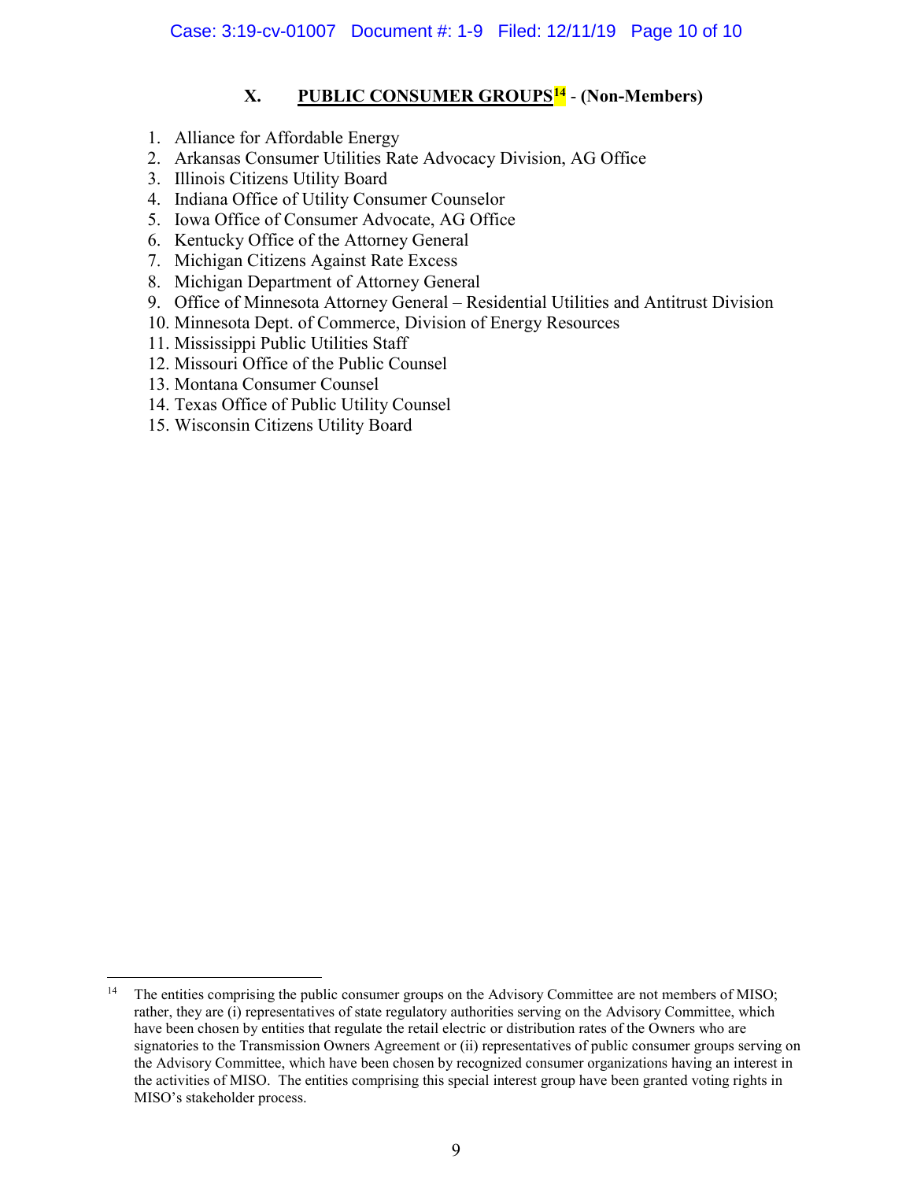## X. PUBLIC CONSUMER GROUPS[14] - (Non-Members)

1. Alliance for Affordable Energy
2. Arkansas Consumer Utilities Rate Advocacy Division, AG Office
3. Illinois Citizens Utility Board
4. Indiana Office of Utility Consumer Counselor
5. Iowa Office of Consumer Advocate, AG Office
6. Kentucky Office of the Attorney General
7. Michigan Citizens Against Rate Excess
8. Michigan Department of Attorney General
9. Office of Minnesota Attorney General – Residential Utilities and Antitrust Division
10. Minnesota Dept. of Commerce, Division of Energy Resources
11. Mississippi Public Utilities Staff
12. Missouri Office of the Public Counsel
13. Montana Consumer Counsel
14. Texas Office of Public Utility Counsel
15. Wisconsin Citizens Utility Board

---

[14] The entities comprising the public consumer groups on the Advisory Committee are not members of MISO; rather, they are (i) representatives of state regulatory authorities serving on the Advisory Committee, which have been chosen by entities that regulate the retail electric or distribution rates of the Owners who are signatories to the Transmission Owners Agreement or (ii) representatives of public consumer groups serving on the Advisory Committee, which have been chosen by recognized consumer organizations having an interest in the activities of MISO. The entities comprising this special interest group have been granted voting rights in MISO's stakeholder process.